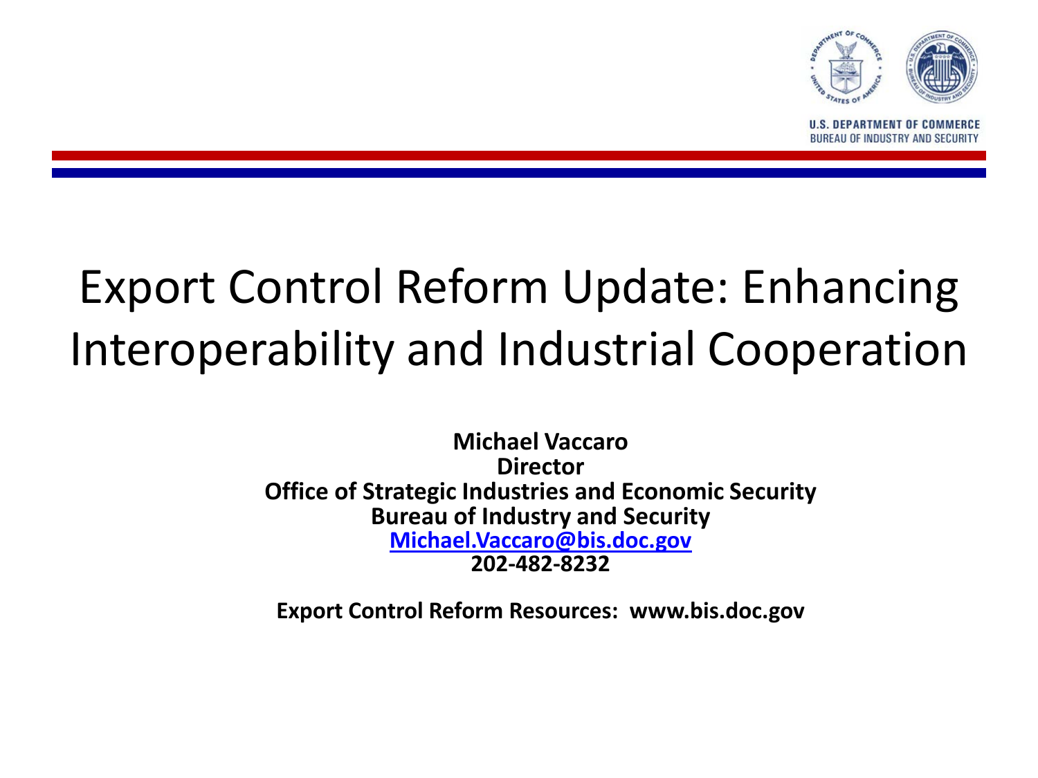U.S. DEPARTMENT OF COMMERCE
BUREAU OF INDUSTRY AND SECURITY

# Export Control Reform Update: Enhancing Interoperability and Industrial Cooperation

**Michael Vaccaro**
**Director**
**Office of Strategic Industries and Economic Security**
**Bureau of Industry and Security**
**Michael.Vaccaro@bis.doc.gov**
**202-482-8232**

**Export Control Reform Resources: www.bis.doc.gov**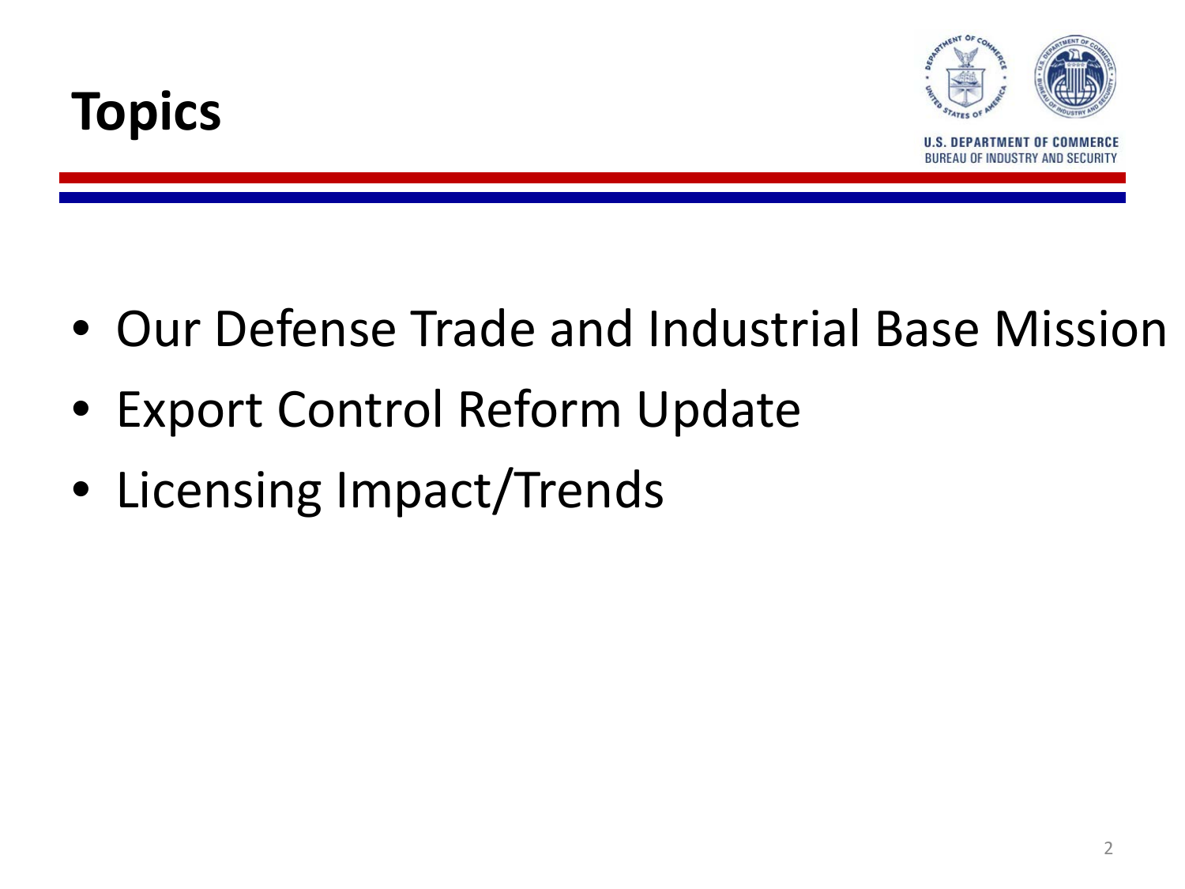# Topics

- Our Defense Trade and Industrial Base Mission
- Export Control Reform Update
- Licensing Impact/Trends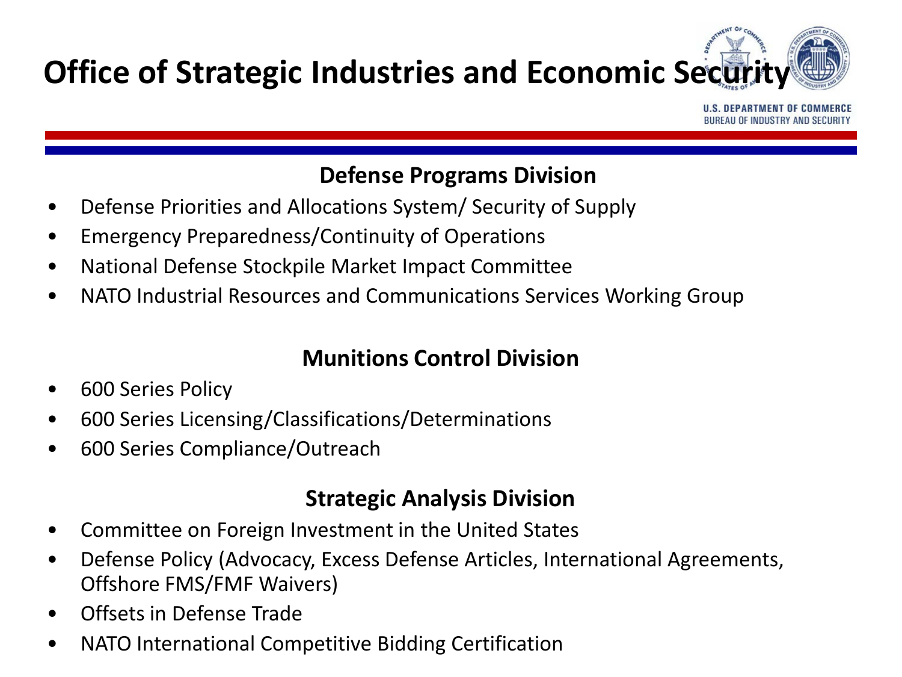# Office of Strategic Industries and Economic Security

U.S. DEPARTMENT OF COMMERCE
BUREAU OF INDUSTRY AND SECURITY

## Defense Programs Division

- Defense Priorities and Allocations System/ Security of Supply
- Emergency Preparedness/Continuity of Operations
- National Defense Stockpile Market Impact Committee
- NATO Industrial Resources and Communications Services Working Group

## Munitions Control Division

- 600 Series Policy
- 600 Series Licensing/Classifications/Determinations
- 600 Series Compliance/Outreach

## Strategic Analysis Division

- Committee on Foreign Investment in the United States
- Defense Policy (Advocacy, Excess Defense Articles, International Agreements, Offshore FMS/FMF Waivers)
- Offsets in Defense Trade
- NATO International Competitive Bidding Certification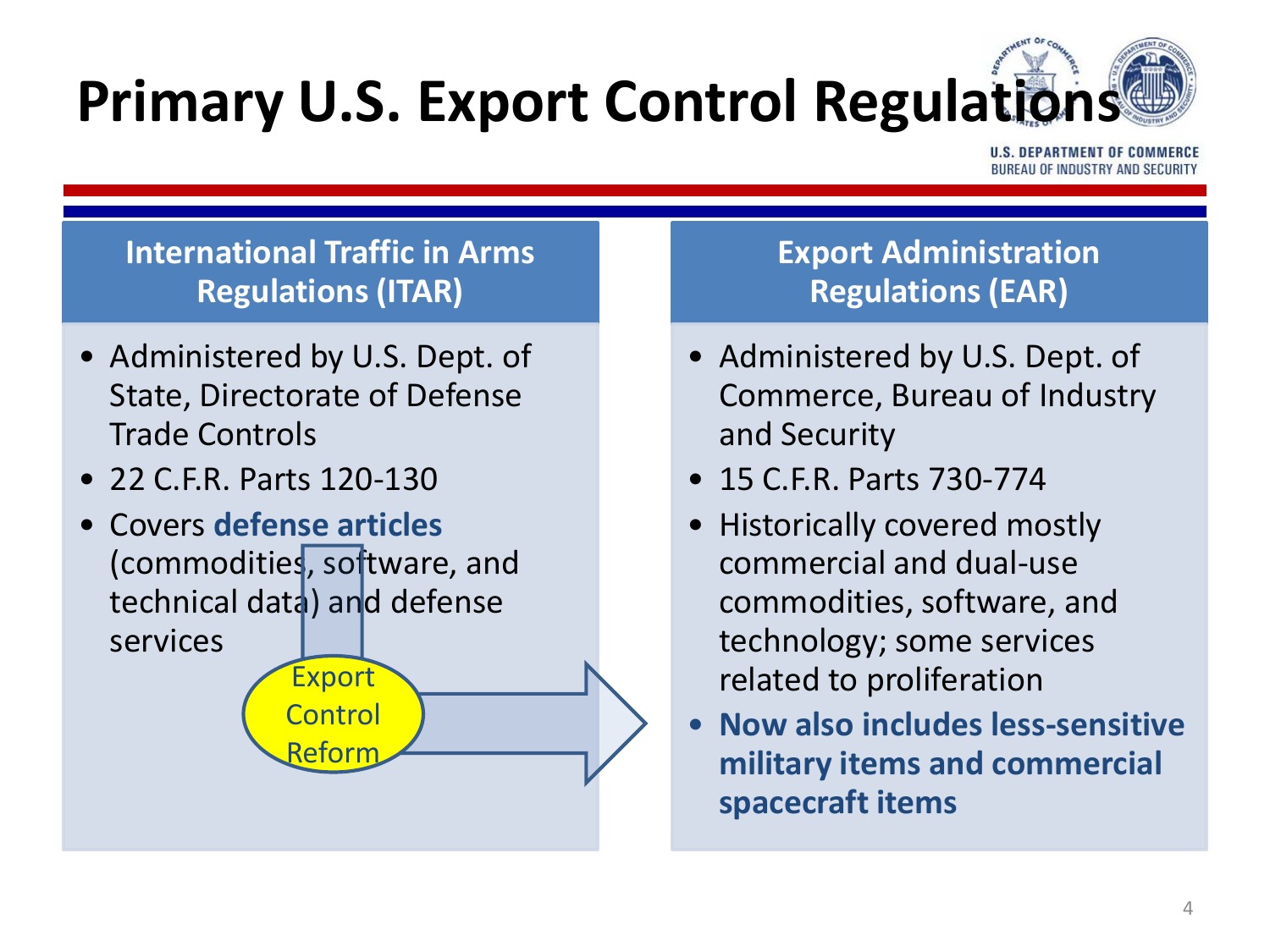# Primary U.S. Export Control Regulations

U.S. DEPARTMENT OF COMMERCE
BUREAU OF INDUSTRY AND SECURITY

## International Traffic in Arms Regulations (ITAR)

- Administered by U.S. Dept. of State, Directorate of Defense Trade Controls
- 22 C.F.R. Parts 120-130
- Covers **defense articles** (commodities, software, and technical data) and defense services

Export Control Reform

## Export Administration Regulations (EAR)

- Administered by U.S. Dept. of Commerce, Bureau of Industry and Security
- 15 C.F.R. Parts 730-774
- Historically covered mostly commercial and dual-use commodities, software, and technology; some services related to proliferation
- **Now also includes less-sensitive military items and commercial spacecraft items**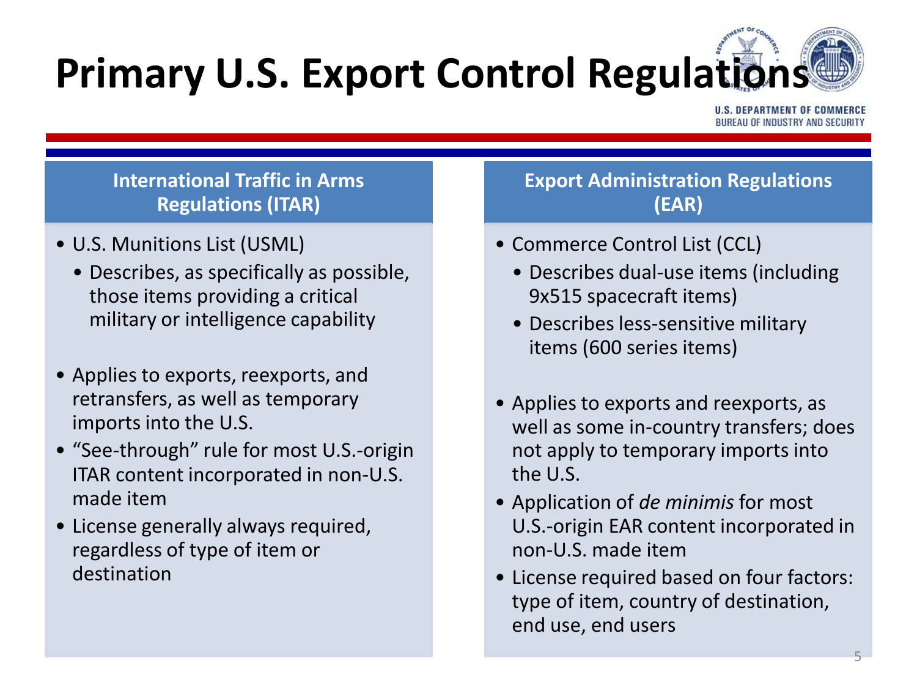# Primary U.S. Export Control Regulations

U.S. DEPARTMENT OF COMMERCE
BUREAU OF INDUSTRY AND SECURITY

## International Traffic in Arms Regulations (ITAR)

- U.S. Munitions List (USML)
  - Describes, as specifically as possible, those items providing a critical military or intelligence capability
- Applies to exports, reexports, and retransfers, as well as temporary imports into the U.S.
- "See-through" rule for most U.S.-origin ITAR content incorporated in non-U.S. made item
- License generally always required, regardless of type of item or destination

## Export Administration Regulations (EAR)

- Commerce Control List (CCL)
  - Describes dual-use items (including 9x515 spacecraft items)
  - Describes less-sensitive military items (600 series items)
- Applies to exports and reexports, as well as some in-country transfers; does not apply to temporary imports into the U.S.
- Application of *de minimis* for most U.S.-origin EAR content incorporated in non-U.S. made item
- License required based on four factors: type of item, country of destination, end use, end users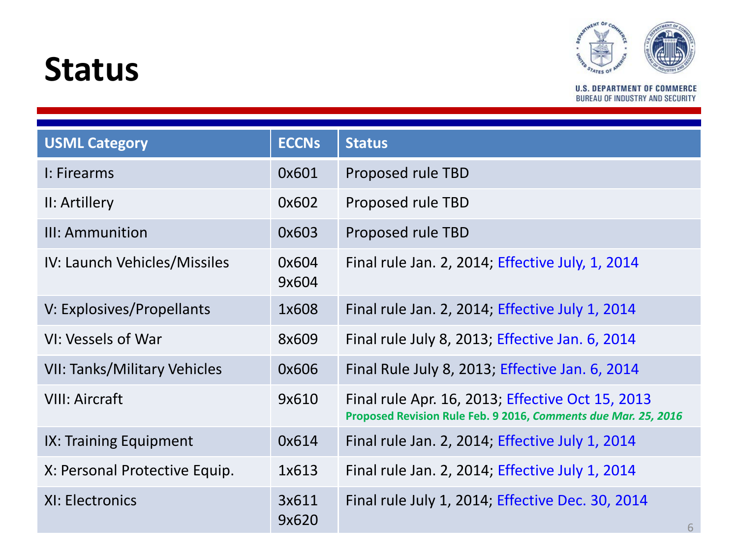# Status

| USML Category | ECCNs | Status |
|---|---|---|
| I: Firearms | 0x601 | Proposed rule TBD |
| II: Artillery | 0x602 | Proposed rule TBD |
| III: Ammunition | 0x603 | Proposed rule TBD |
| IV: Launch Vehicles/Missiles | 0x604<br>9x604 | Final rule Jan. 2, 2014; Effective July, 1, 2014 |
| V: Explosives/Propellants | 1x608 | Final rule Jan. 2, 2014; Effective July 1, 2014 |
| VI: Vessels of War | 8x609 | Final rule July 8, 2013; Effective Jan. 6, 2014 |
| VII: Tanks/Military Vehicles | 0x606 | Final Rule July 8, 2013; Effective Jan. 6, 2014 |
| VIII: Aircraft | 9x610 | Final rule Apr. 16, 2013; Effective Oct 15, 2013<br>**Proposed Revision Rule Feb. 9 2016, *Comments due Mar. 25, 2016*** |
| IX: Training Equipment | 0x614 | Final rule Jan. 2, 2014; Effective July 1, 2014 |
| X: Personal Protective Equip. | 1x613 | Final rule Jan. 2, 2014; Effective July 1, 2014 |
| XI: Electronics | 3x611<br>9x620 | Final rule July 1, 2014; Effective Dec. 30, 2014 |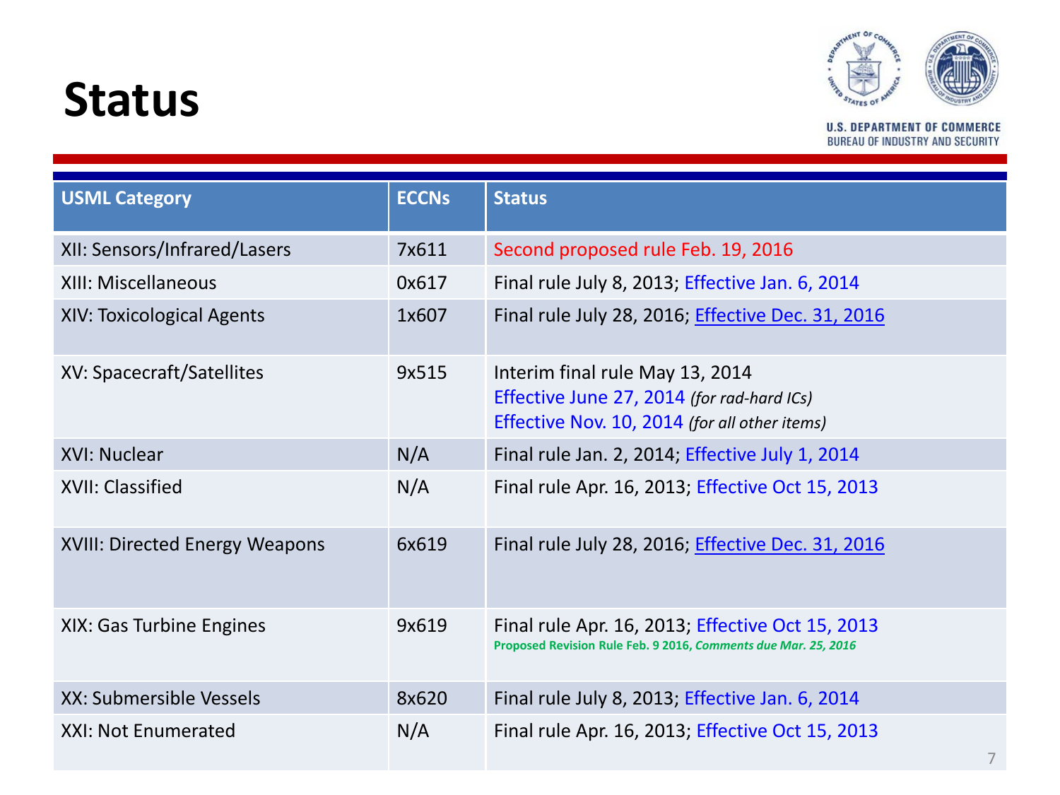# Status

U.S. DEPARTMENT OF COMMERCE
BUREAU OF INDUSTRY AND SECURITY

| USML Category | ECCNs | Status |
|---|---|---|
| XII: Sensors/Infrared/Lasers | 7x611 | Second proposed rule Feb. 19, 2016 |
| XIII: Miscellaneous | 0x617 | Final rule July 8, 2013; Effective Jan. 6, 2014 |
| XIV: Toxicological Agents | 1x607 | Final rule July 28, 2016; Effective Dec. 31, 2016 |
| XV: Spacecraft/Satellites | 9x515 | Interim final rule May 13, 2014<br>Effective June 27, 2014 *(for rad-hard ICs)*<br>Effective Nov. 10, 2014 *(for all other items)* |
| XVI: Nuclear | N/A | Final rule Jan. 2, 2014; Effective July 1, 2014 |
| XVII: Classified | N/A | Final rule Apr. 16, 2013; Effective Oct 15, 2013 |
| XVIII: Directed Energy Weapons | 6x619 | Final rule July 28, 2016; Effective Dec. 31, 2016 |
| XIX: Gas Turbine Engines | 9x619 | Final rule Apr. 16, 2013; Effective Oct 15, 2013<br>**Proposed Revision Rule Feb. 9 2016, *Comments due Mar. 25, 2016*** |
| XX: Submersible Vessels | 8x620 | Final rule July 8, 2013; Effective Jan. 6, 2014 |
| XXI: Not Enumerated | N/A | Final rule Apr. 16, 2013; Effective Oct 15, 2013 |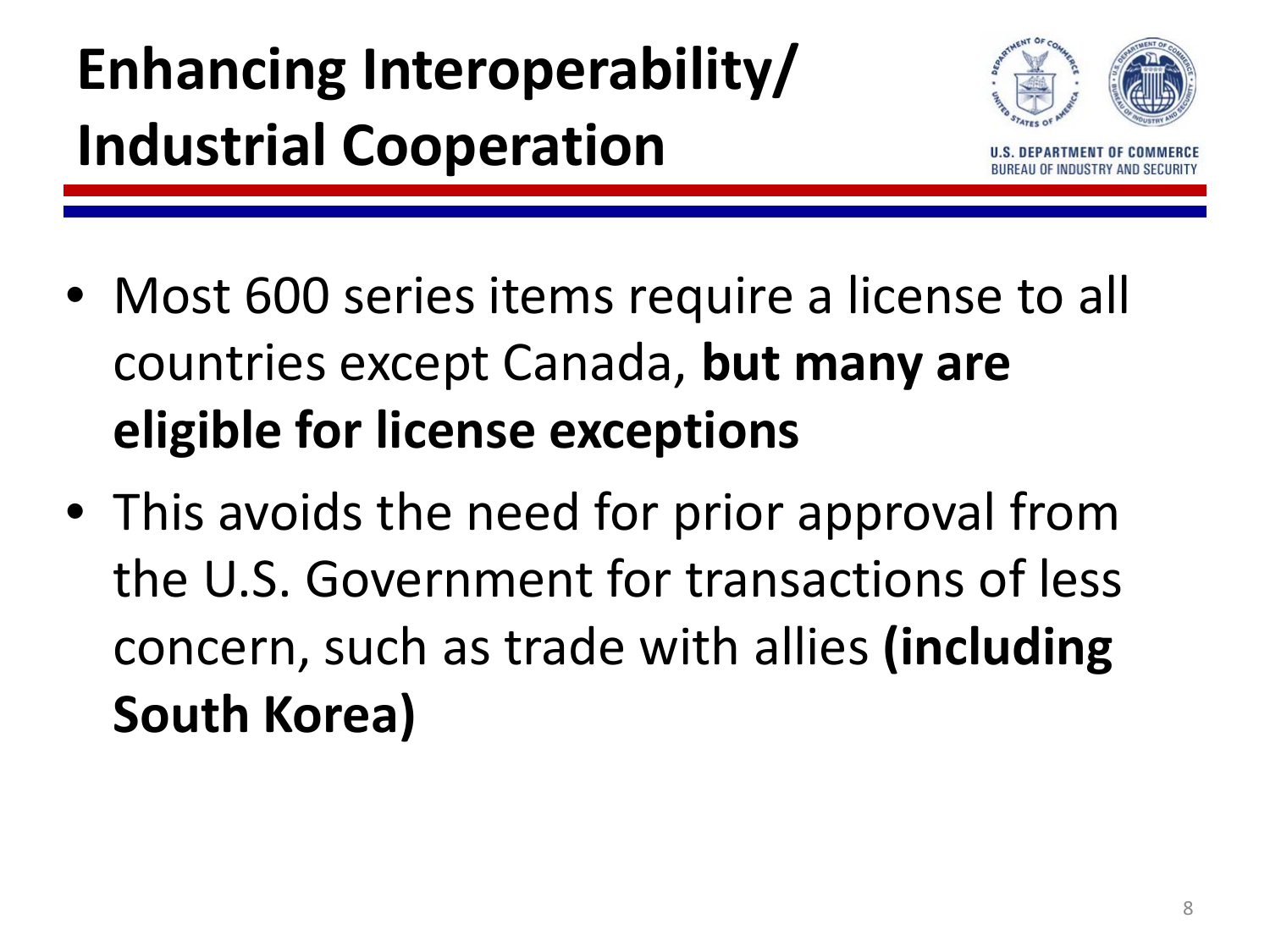# Enhancing Interoperability/ Industrial Cooperation

U.S. DEPARTMENT OF COMMERCE
BUREAU OF INDUSTRY AND SECURITY

- Most 600 series items require a license to all countries except Canada, **but many are eligible for license exceptions**
- This avoids the need for prior approval from the U.S. Government for transactions of less concern, such as trade with allies **(including South Korea)**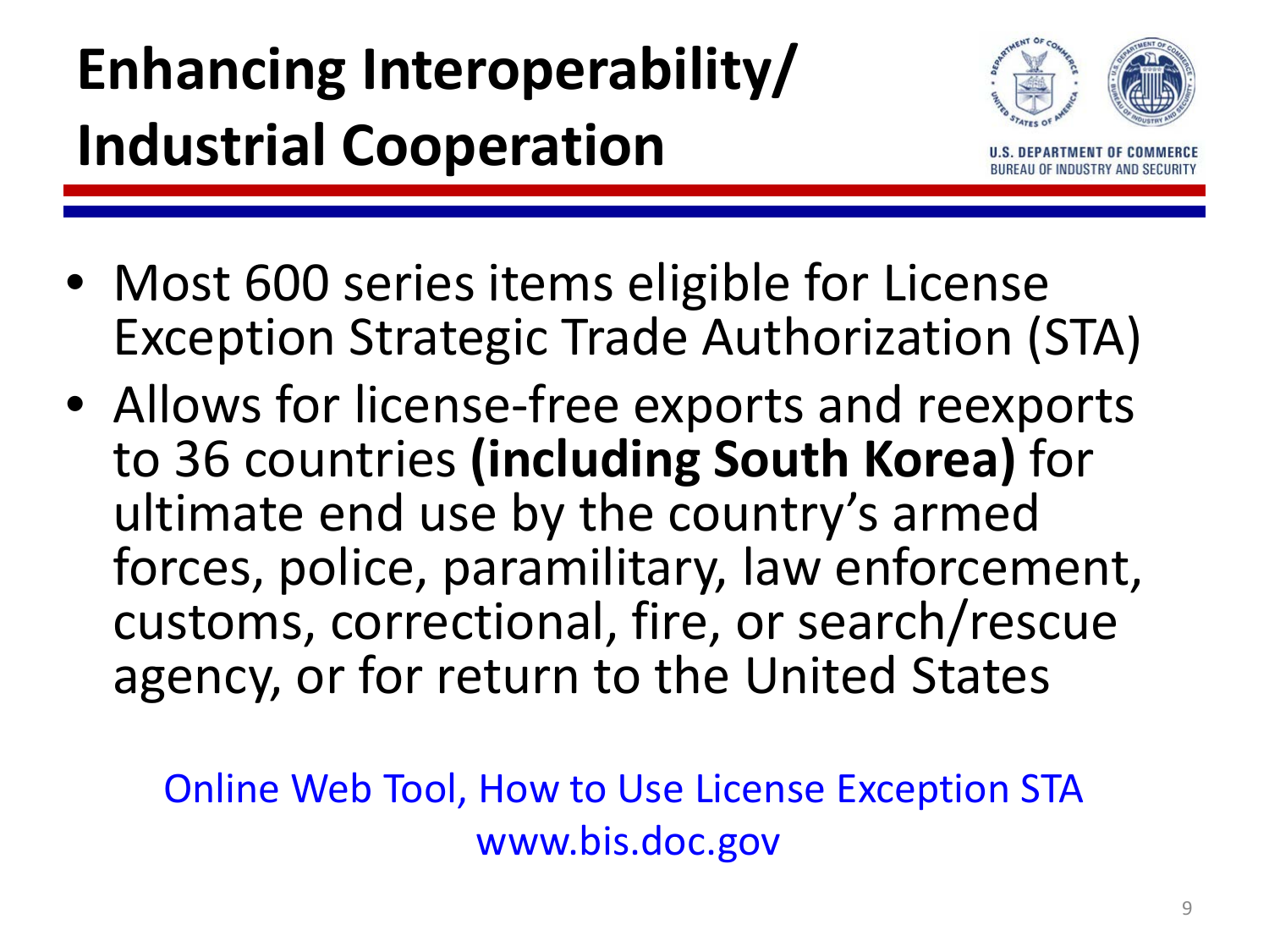# Enhancing Interoperability/ Industrial Cooperation

U.S. DEPARTMENT OF COMMERCE
BUREAU OF INDUSTRY AND SECURITY

- Most 600 series items eligible for License Exception Strategic Trade Authorization (STA)
- Allows for license-free exports and reexports to 36 countries **(including South Korea)** for ultimate end use by the country's armed forces, police, paramilitary, law enforcement, customs, correctional, fire, or search/rescue agency, or for return to the United States

Online Web Tool, How to Use License Exception STA
www.bis.doc.gov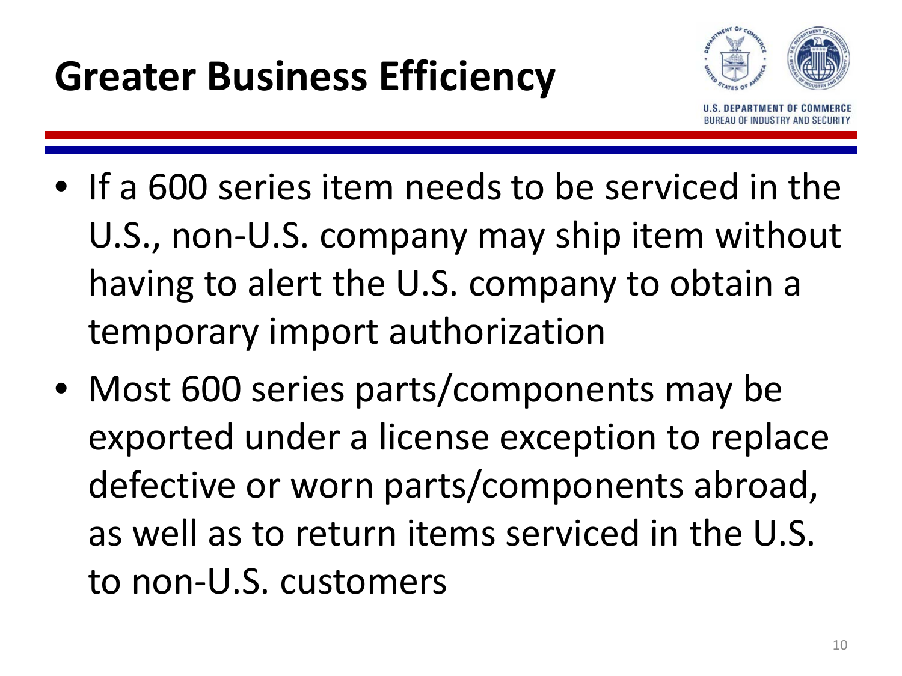# Greater Business Efficiency

- If a 600 series item needs to be serviced in the U.S., non-U.S. company may ship item without having to alert the U.S. company to obtain a temporary import authorization
- Most 600 series parts/components may be exported under a license exception to replace defective or worn parts/components abroad, as well as to return items serviced in the U.S. to non-U.S. customers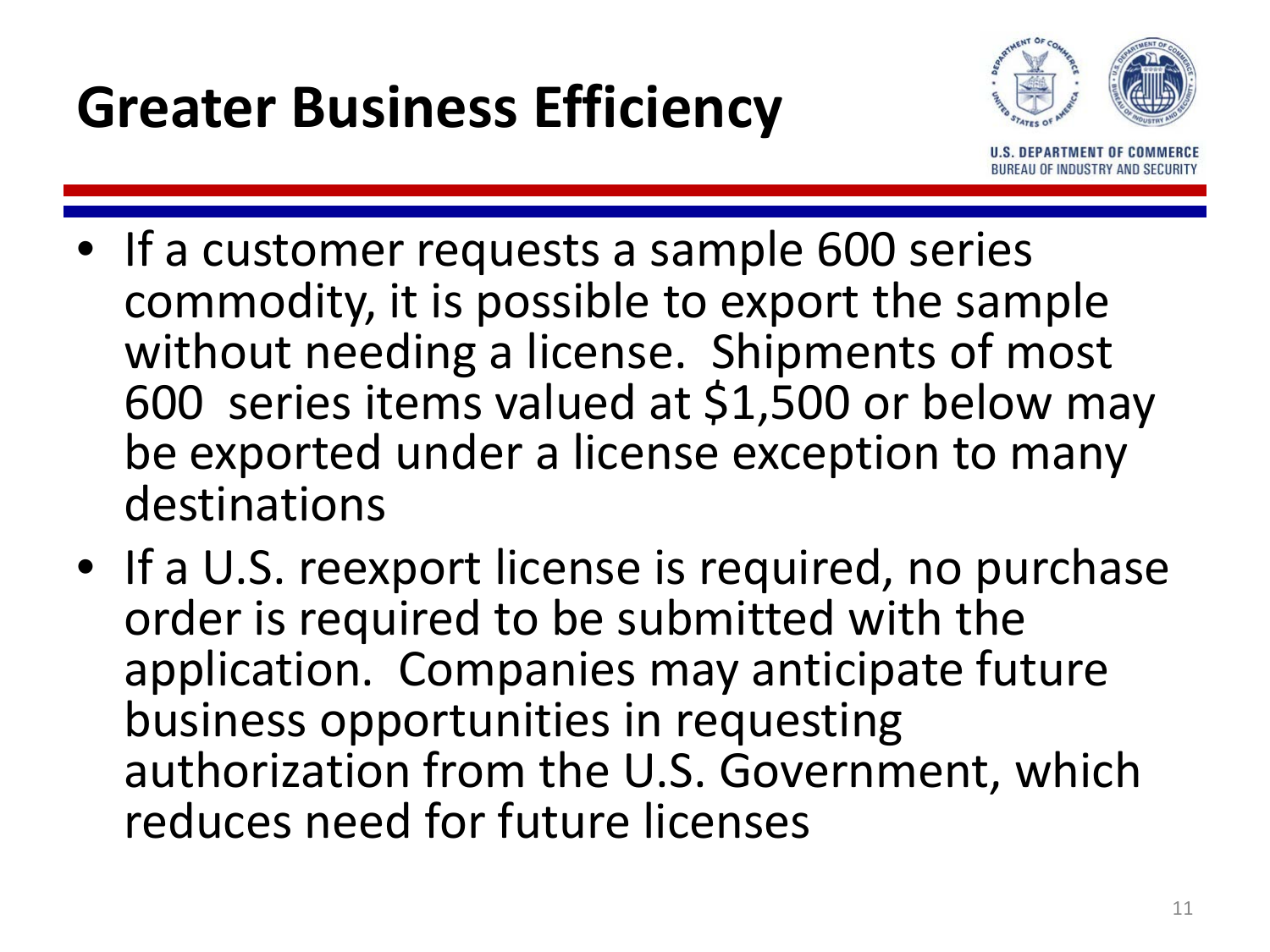# Greater Business Efficiency

- If a customer requests a sample 600 series commodity, it is possible to export the sample without needing a license. Shipments of most 600 series items valued at $1,500 or below may be exported under a license exception to many destinations
- If a U.S. reexport license is required, no purchase order is required to be submitted with the application. Companies may anticipate future business opportunities in requesting authorization from the U.S. Government, which reduces need for future licenses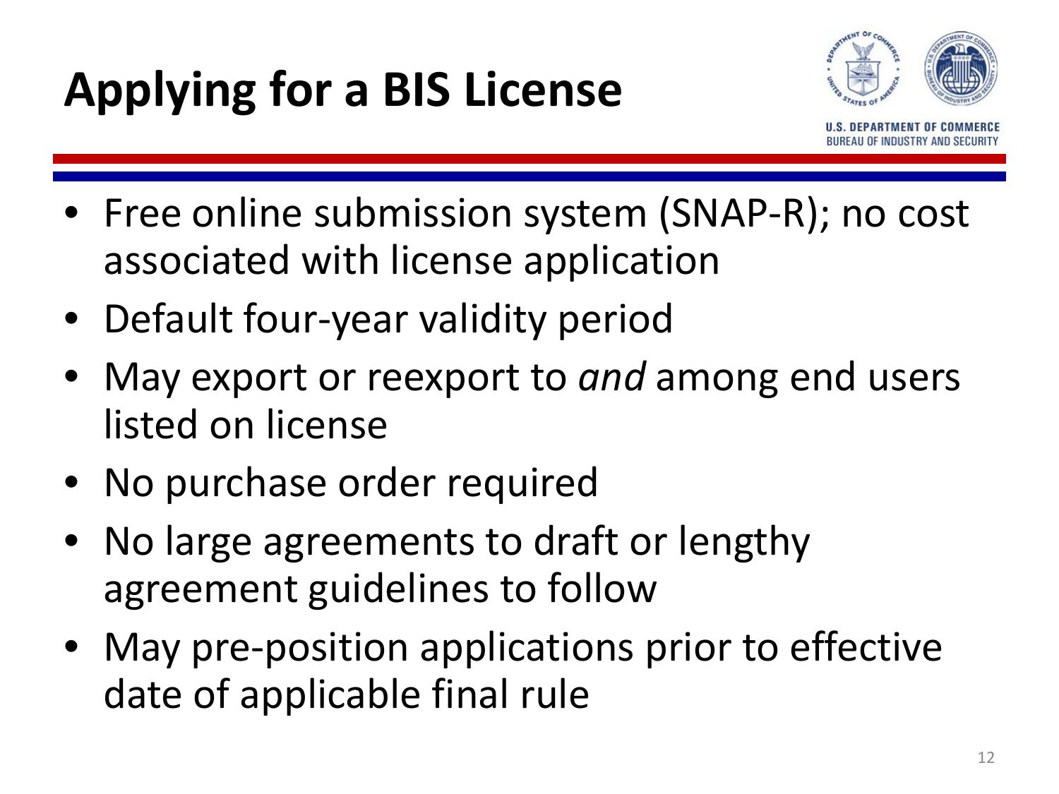# Applying for a BIS License

- Free online submission system (SNAP-R); no cost associated with license application
- Default four-year validity period
- May export or reexport to *and* among end users listed on license
- No purchase order required
- No large agreements to draft or lengthy agreement guidelines to follow
- May pre-position applications prior to effective date of applicable final rule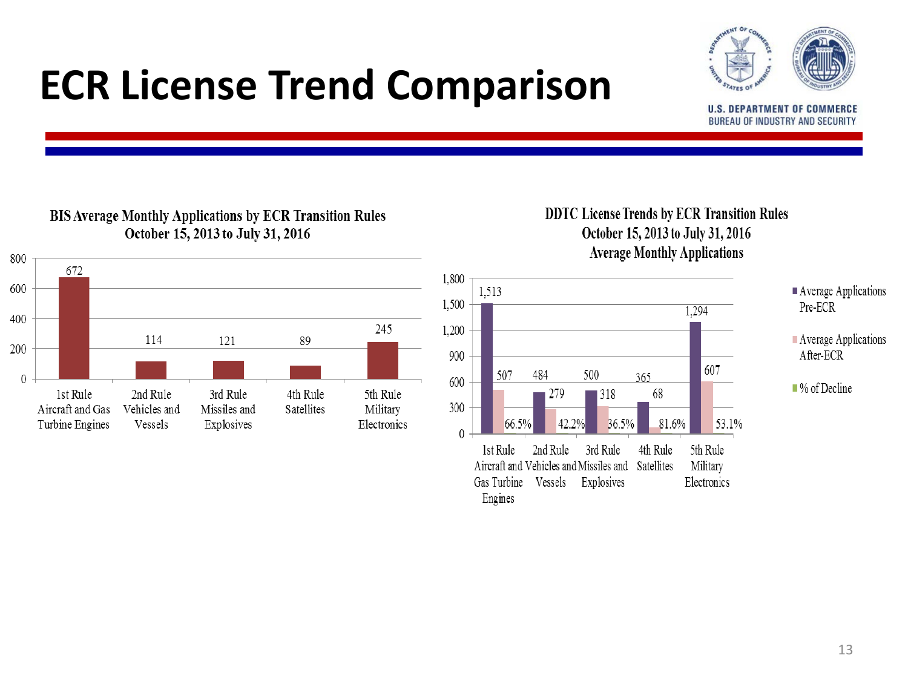# ECR License Trend Comparison

**BIS Average Monthly Applications by ECR Transition Rules**
**October 15, 2013 to July 31, 2016**

| Rule | Average Monthly Applications |
|---|---|
| 1st Rule Aircraft and Gas Turbine Engines | 672 |
| 2nd Rule Vehicles and Vessels | 114 |
| 3rd Rule Missiles and Explosives | 121 |
| 4th Rule Satellites | 89 |
| 5th Rule Military Electronics | 245 |

**DDTC License Trends by ECR Transition Rules**
**October 15, 2013 to July 31, 2016**
**Average Monthly Applications**

| Rule | Average Applications Pre-ECR | Average Applications After-ECR | % of Decline |
|---|---|---|---|
| 1st Rule Aircraft and Gas Turbine Engines | 1,513 | 507 | 66.5% |
| 2nd Rule Vehicles and Vessels | 484 | 279 | 42.2% |
| 3rd Rule Missiles and Explosives | 500 | 318 | 36.5% |
| 4th Rule Satellites | 365 | 68 | 81.6% |
| 5th Rule Military Electronics | 1,294 | 607 | 53.1% |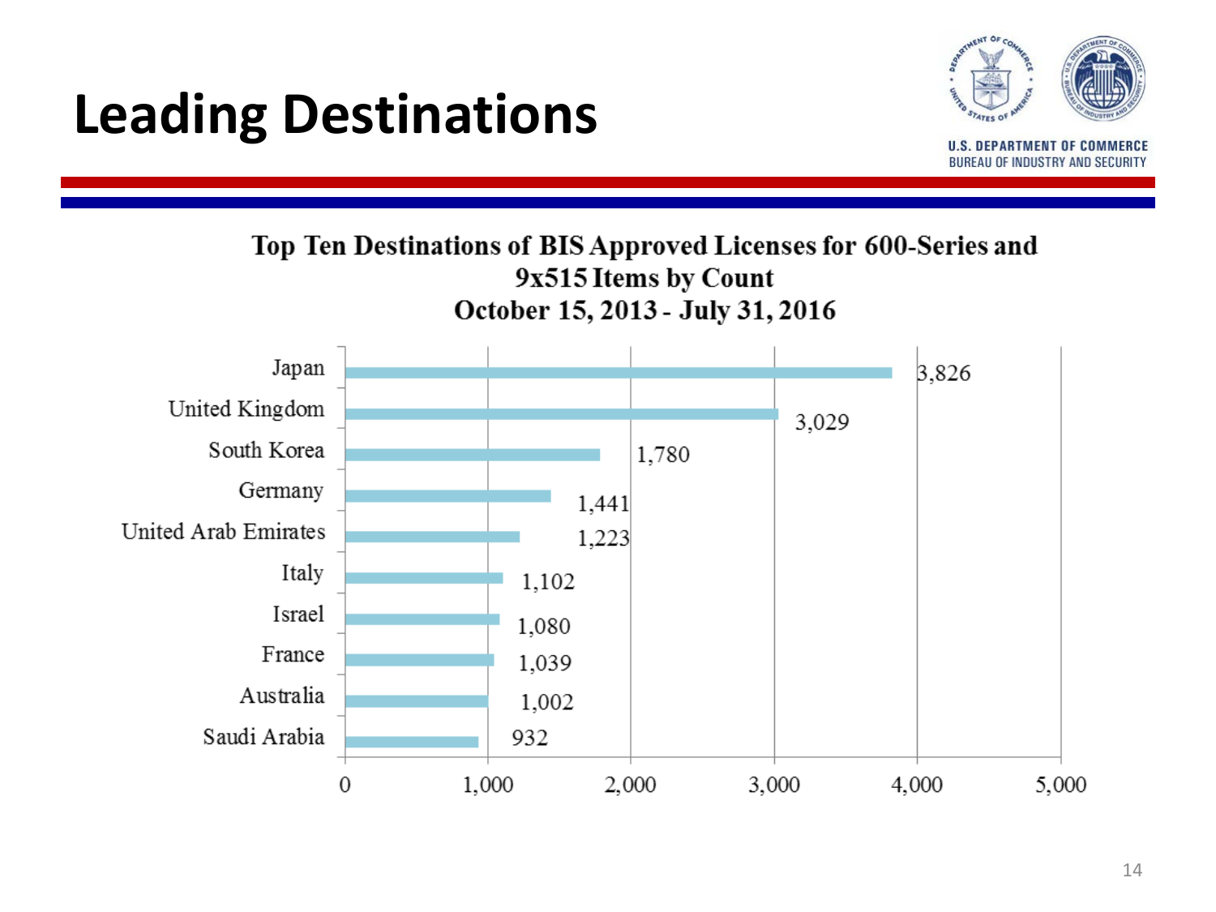# Leading Destinations

U.S. DEPARTMENT OF COMMERCE
BUREAU OF INDUSTRY AND SECURITY

**Top Ten Destinations of BIS Approved Licenses for 600-Series and 9x515 Items by Count**
**October 15, 2013 - July 31, 2016**

| Destination | Count |
|---|---|
| Japan | 3,826 |
| United Kingdom | 3,029 |
| South Korea | 1,780 |
| Germany | 1,441 |
| United Arab Emirates | 1,223 |
| Italy | 1,102 |
| Israel | 1,080 |
| France | 1,039 |
| Australia | 1,002 |
| Saudi Arabia | 932 |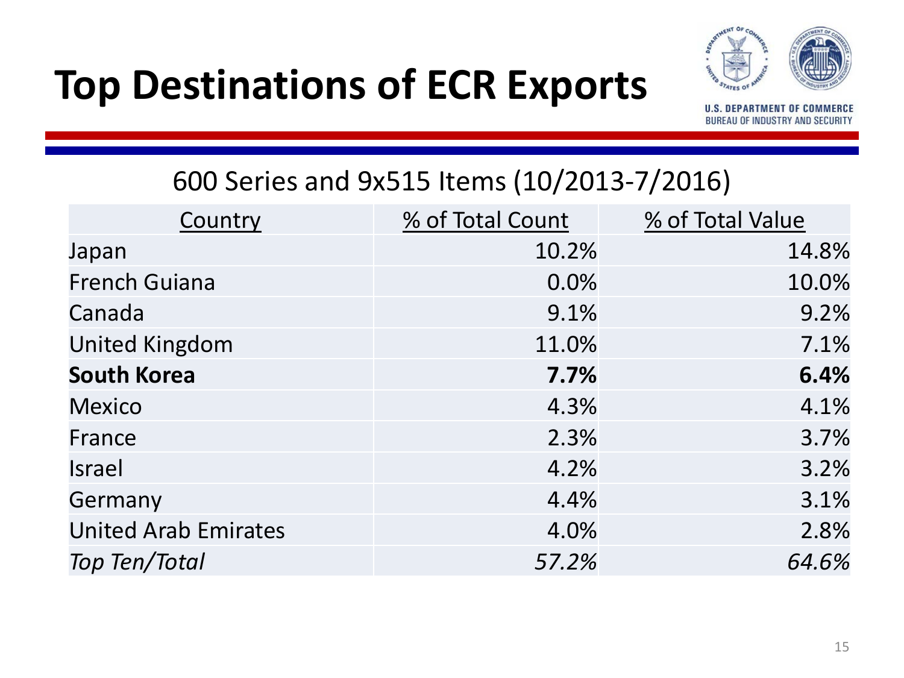# Top Destinations of ECR Exports

U.S. DEPARTMENT OF COMMERCE
BUREAU OF INDUSTRY AND SECURITY

## 600 Series and 9x515 Items (10/2013-7/2016)

| Country | % of Total Count | % of Total Value |
|---|---|---|
| Japan | 10.2% | 14.8% |
| French Guiana | 0.0% | 10.0% |
| Canada | 9.1% | 9.2% |
| United Kingdom | 11.0% | 7.1% |
| **South Korea** | **7.7%** | **6.4%** |
| Mexico | 4.3% | 4.1% |
| France | 2.3% | 3.7% |
| Israel | 4.2% | 3.2% |
| Germany | 4.4% | 3.1% |
| United Arab Emirates | 4.0% | 2.8% |
| *Top Ten/Total* | *57.2%* | *64.6%* |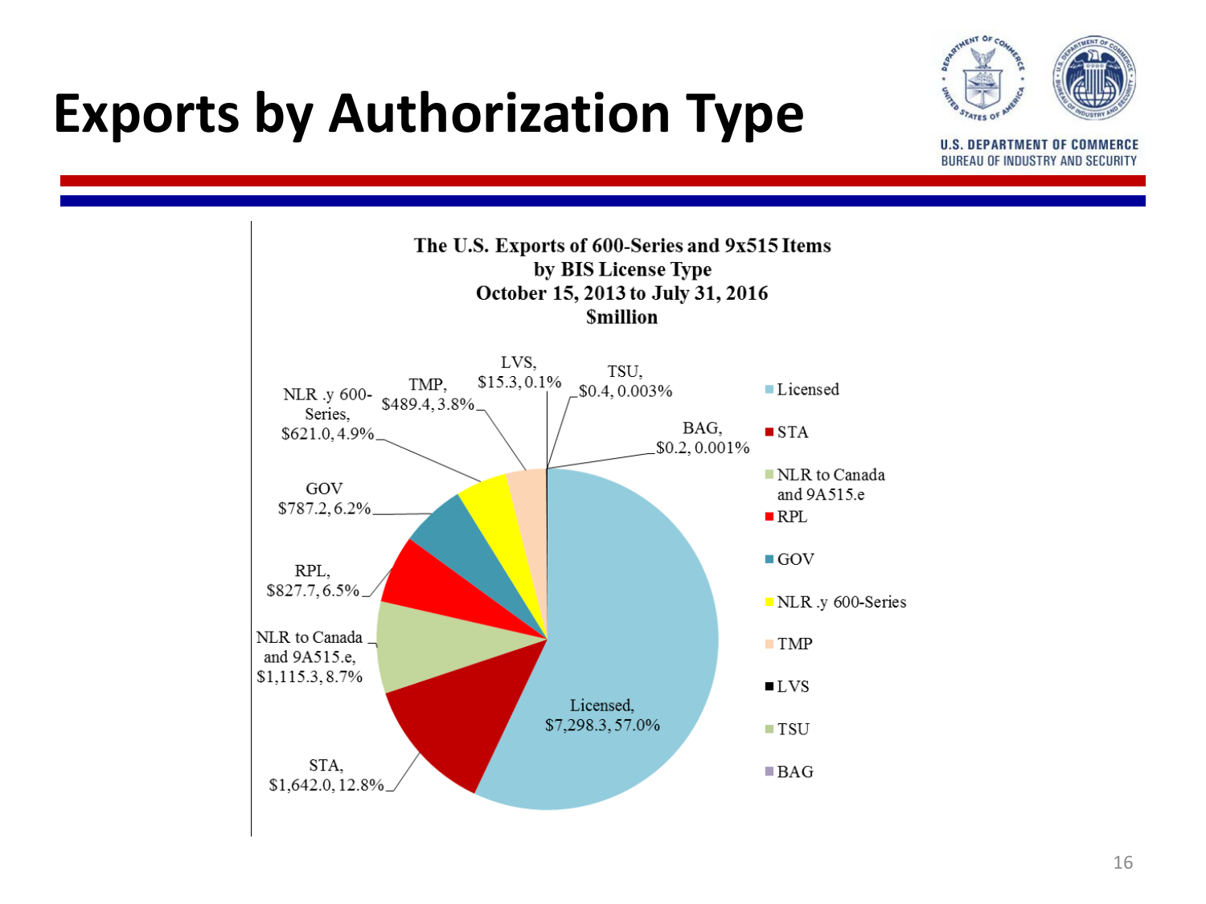# Exports by Authorization Type

**The U.S. Exports of 600-Series and 9x515 Items by BIS License Type**
**October 15, 2013 to July 31, 2016**
**$million**

| License Type | $million | Percent |
|---|---|---|
| Licensed | $7,298.3 | 57.0% |
| STA | $1,642.0 | 12.8% |
| NLR to Canada and 9A515.e | $1,115.3 | 8.7% |
| RPL | $827.7 | 6.5% |
| GOV | $787.2 | 6.2% |
| NLR .y 600-Series | $621.0 | 4.9% |
| TMP | $489.4 | 3.8% |
| LVS | $15.3 | 0.1% |
| TSU | $0.4 | 0.003% |
| BAG | $0.2 | 0.001% |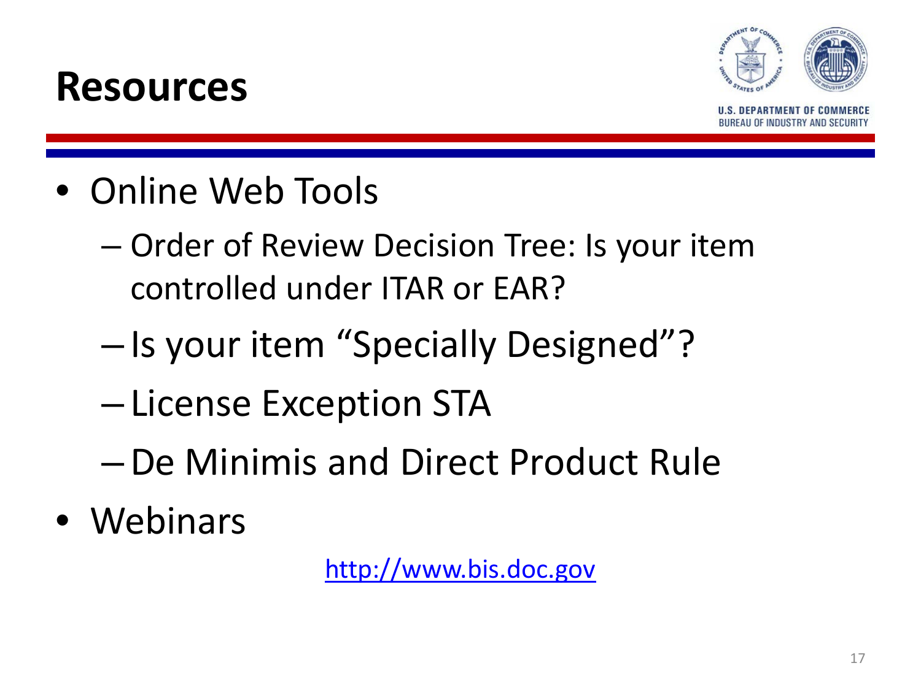# Resources

- Online Web Tools
  - Order of Review Decision Tree: Is your item controlled under ITAR or EAR?
  - Is your item “Specially Designed”?
  - License Exception STA
  - De Minimis and Direct Product Rule
- Webinars

[http://www.bis.doc.gov](http://www.bis.doc.gov)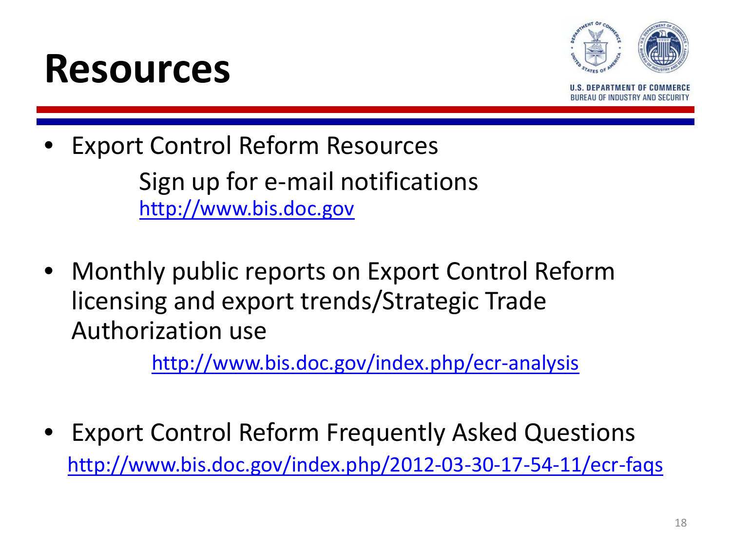# Resources

U.S. DEPARTMENT OF COMMERCE
BUREAU OF INDUSTRY AND SECURITY

- Export Control Reform Resources

  Sign up for e-mail notifications
  http://www.bis.doc.gov

- Monthly public reports on Export Control Reform licensing and export trends/Strategic Trade Authorization use

  http://www.bis.doc.gov/index.php/ecr-analysis

- Export Control Reform Frequently Asked Questions
  http://www.bis.doc.gov/index.php/2012-03-30-17-54-11/ecr-faqs